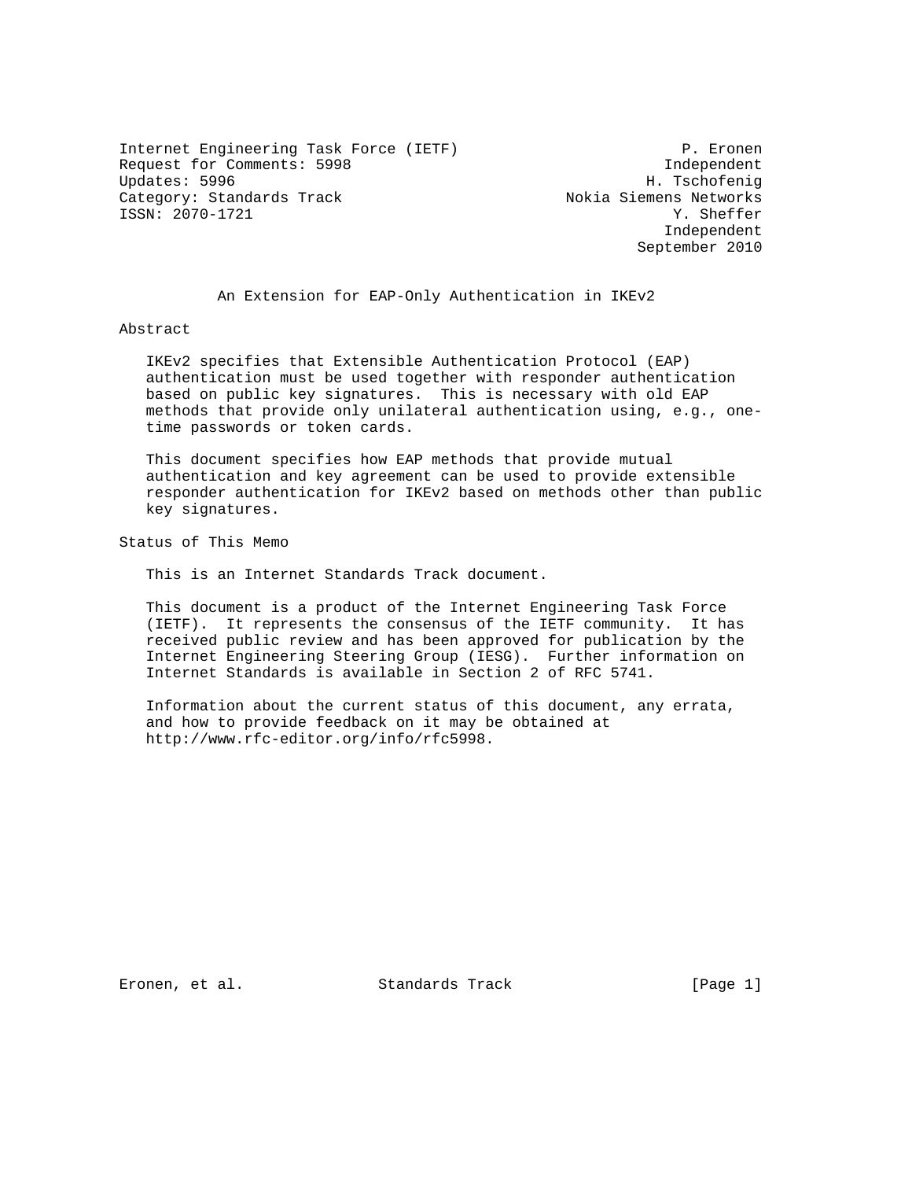Internet Engineering Task Force (IETF) P. Eronen
Request for Comments: 5998 Independent
Updates: 5996 H. Tschofenig
Category: Standards Track Nokia Siemens Networks
ISSN: 2070-1721 Y. Sheffer
Independent
September 2010

# An Extension for EAP-Only Authentication in IKEv2

## Abstract

IKEv2 specifies that Extensible Authentication Protocol (EAP) authentication must be used together with responder authentication based on public key signatures. This is necessary with old EAP methods that provide only unilateral authentication using, e.g., one-time passwords or token cards.

This document specifies how EAP methods that provide mutual authentication and key agreement can be used to provide extensible responder authentication for IKEv2 based on methods other than public key signatures.

## Status of This Memo

This is an Internet Standards Track document.

This document is a product of the Internet Engineering Task Force (IETF). It represents the consensus of the IETF community. It has received public review and has been approved for publication by the Internet Engineering Steering Group (IESG). Further information on Internet Standards is available in Section 2 of RFC 5741.

Information about the current status of this document, any errata, and how to provide feedback on it may be obtained at http://www.rfc-editor.org/info/rfc5998.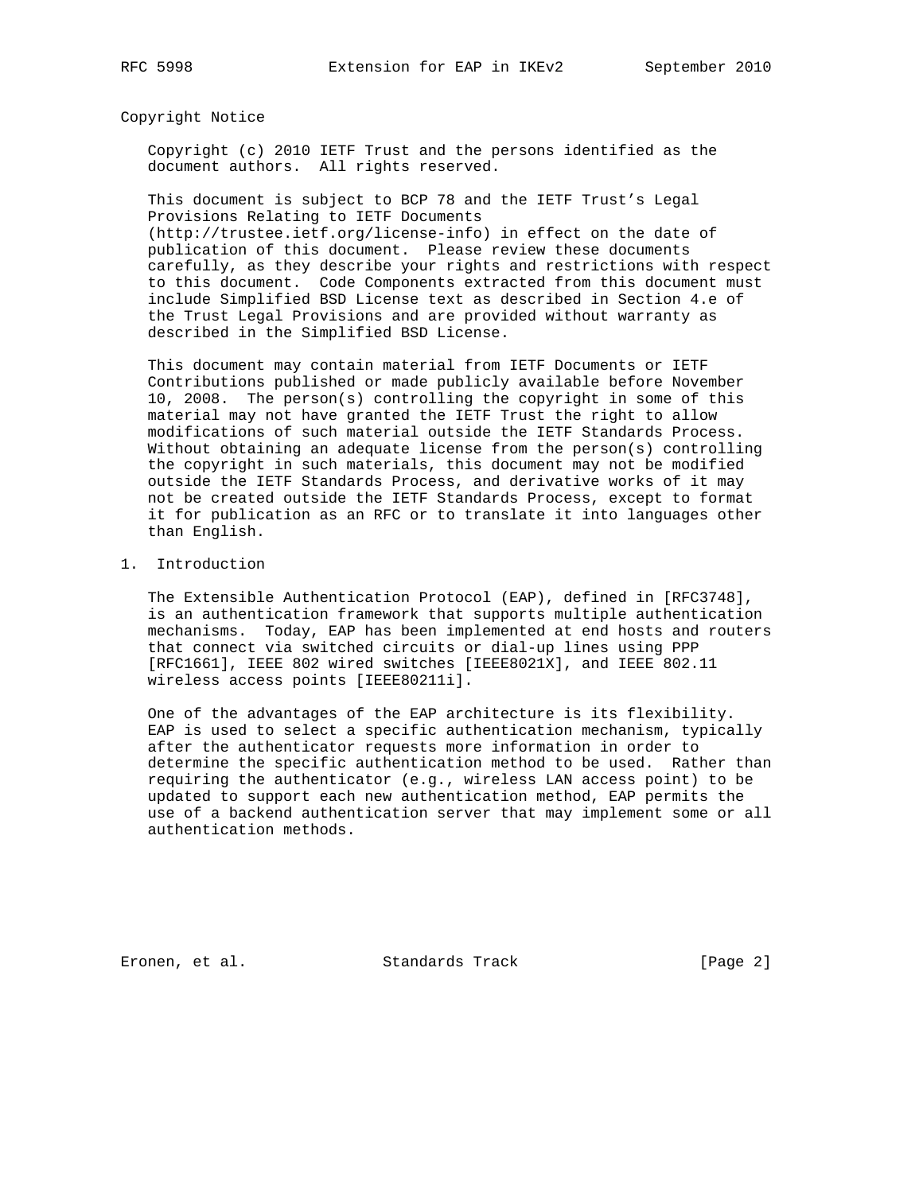## Copyright Notice

Copyright (c) 2010 IETF Trust and the persons identified as the document authors. All rights reserved.

This document is subject to BCP 78 and the IETF Trust's Legal Provisions Relating to IETF Documents (http://trustee.ietf.org/license-info) in effect on the date of publication of this document. Please review these documents carefully, as they describe your rights and restrictions with respect to this document. Code Components extracted from this document must include Simplified BSD License text as described in Section 4.e of the Trust Legal Provisions and are provided without warranty as described in the Simplified BSD License.

This document may contain material from IETF Documents or IETF Contributions published or made publicly available before November 10, 2008. The person(s) controlling the copyright in some of this material may not have granted the IETF Trust the right to allow modifications of such material outside the IETF Standards Process. Without obtaining an adequate license from the person(s) controlling the copyright in such materials, this document may not be modified outside the IETF Standards Process, and derivative works of it may not be created outside the IETF Standards Process, except to format it for publication as an RFC or to translate it into languages other than English.

## 1. Introduction

The Extensible Authentication Protocol (EAP), defined in [RFC3748], is an authentication framework that supports multiple authentication mechanisms. Today, EAP has been implemented at end hosts and routers that connect via switched circuits or dial-up lines using PPP [RFC1661], IEEE 802 wired switches [IEEE8021X], and IEEE 802.11 wireless access points [IEEE80211i].

One of the advantages of the EAP architecture is its flexibility. EAP is used to select a specific authentication mechanism, typically after the authenticator requests more information in order to determine the specific authentication method to be used. Rather than requiring the authenticator (e.g., wireless LAN access point) to be updated to support each new authentication method, EAP permits the use of a backend authentication server that may implement some or all authentication methods.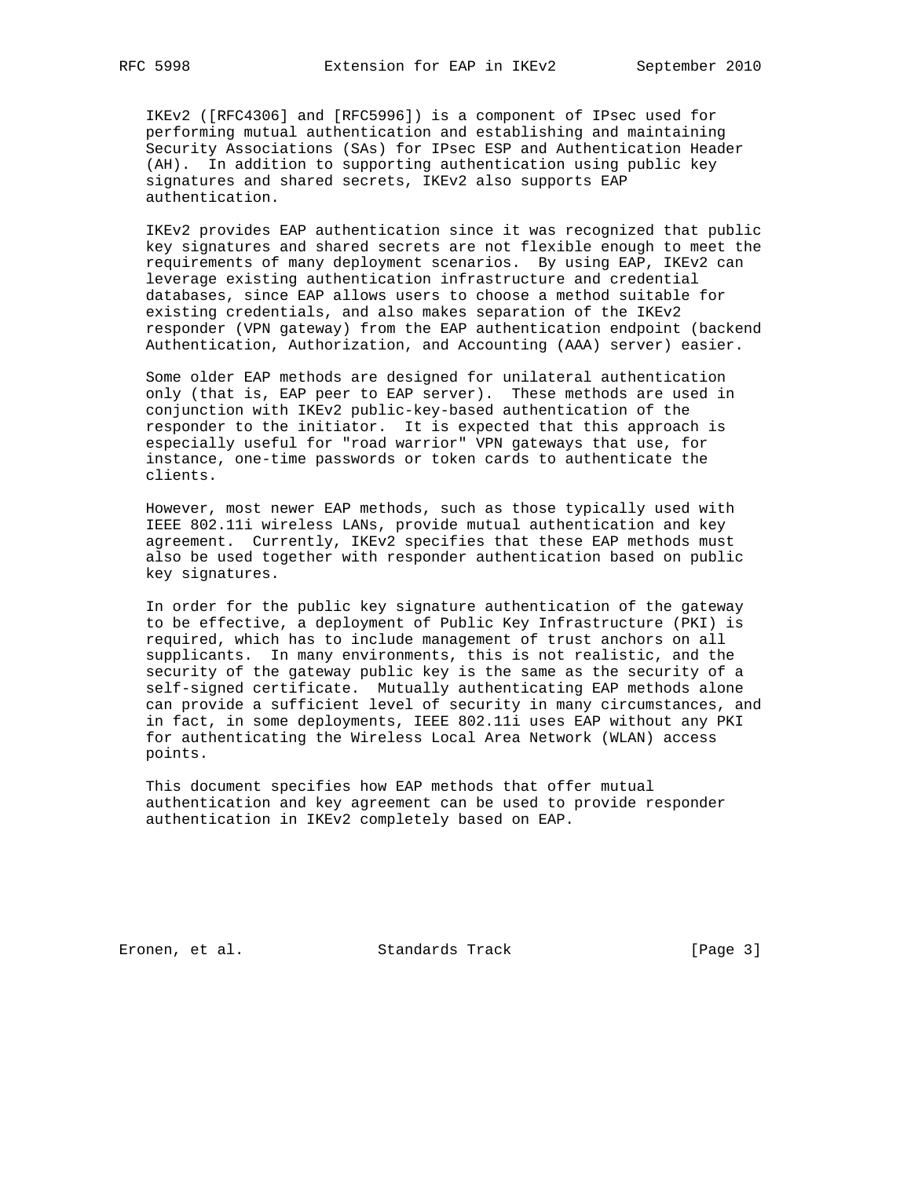IKEv2 ([RFC4306] and [RFC5996]) is a component of IPsec used for performing mutual authentication and establishing and maintaining Security Associations (SAs) for IPsec ESP and Authentication Header (AH). In addition to supporting authentication using public key signatures and shared secrets, IKEv2 also supports EAP authentication.

IKEv2 provides EAP authentication since it was recognized that public key signatures and shared secrets are not flexible enough to meet the requirements of many deployment scenarios. By using EAP, IKEv2 can leverage existing authentication infrastructure and credential databases, since EAP allows users to choose a method suitable for existing credentials, and also makes separation of the IKEv2 responder (VPN gateway) from the EAP authentication endpoint (backend Authentication, Authorization, and Accounting (AAA) server) easier.

Some older EAP methods are designed for unilateral authentication only (that is, EAP peer to EAP server). These methods are used in conjunction with IKEv2 public-key-based authentication of the responder to the initiator. It is expected that this approach is especially useful for "road warrior" VPN gateways that use, for instance, one-time passwords or token cards to authenticate the clients.

However, most newer EAP methods, such as those typically used with IEEE 802.11i wireless LANs, provide mutual authentication and key agreement. Currently, IKEv2 specifies that these EAP methods must also be used together with responder authentication based on public key signatures.

In order for the public key signature authentication of the gateway to be effective, a deployment of Public Key Infrastructure (PKI) is required, which has to include management of trust anchors on all supplicants. In many environments, this is not realistic, and the security of the gateway public key is the same as the security of a self-signed certificate. Mutually authenticating EAP methods alone can provide a sufficient level of security in many circumstances, and in fact, in some deployments, IEEE 802.11i uses EAP without any PKI for authenticating the Wireless Local Area Network (WLAN) access points.

This document specifies how EAP methods that offer mutual authentication and key agreement can be used to provide responder authentication in IKEv2 completely based on EAP.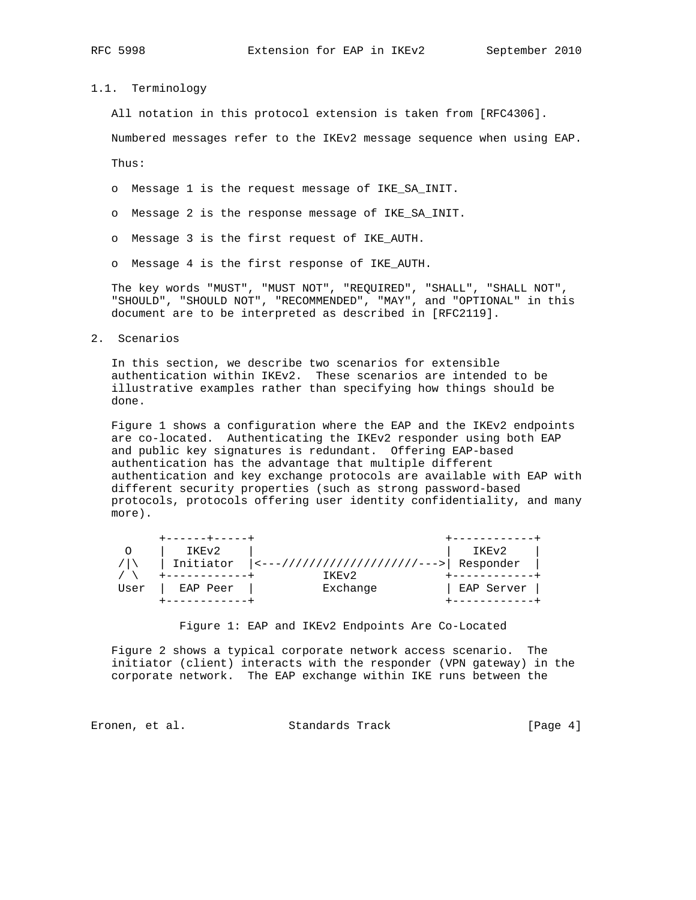### 1.1. Terminology

All notation in this protocol extension is taken from [RFC4306].

Numbered messages refer to the IKEv2 message sequence when using EAP.

Thus:

- Message 1 is the request message of IKE_SA_INIT.
- Message 2 is the response message of IKE_SA_INIT.
- Message 3 is the first request of IKE_AUTH.
- Message 4 is the first response of IKE_AUTH.

The key words "MUST", "MUST NOT", "REQUIRED", "SHALL", "SHALL NOT", "SHOULD", "SHOULD NOT", "RECOMMENDED", "MAY", and "OPTIONAL" in this document are to be interpreted as described in [RFC2119].

## 2. Scenarios

In this section, we describe two scenarios for extensible authentication within IKEv2. These scenarios are intended to be illustrative examples rather than specifying how things should be done.

Figure 1 shows a configuration where the EAP and the IKEv2 endpoints are co-located. Authenticating the IKEv2 responder using both EAP and public key signatures is redundant. Offering EAP-based authentication has the advantage that multiple different authentication and key exchange protocols are available with EAP with different security properties (such as strong password-based protocols, protocols offering user identity confidentiality, and many more).

```
       +------+-----+                          +------------+
  O    |   IKEv2    |                          |   IKEv2    |
 /|\   | Initiator  |<---///////////////////--->| Responder  |
 / \   +------------+          IKEv2           +------------+
 User  |  EAP Peer  |          Exchange        | EAP Server |
       +------------+                          +------------+
```

Figure 1: EAP and IKEv2 Endpoints Are Co-Located

Figure 2 shows a typical corporate network access scenario. The initiator (client) interacts with the responder (VPN gateway) in the corporate network. The EAP exchange within IKE runs between the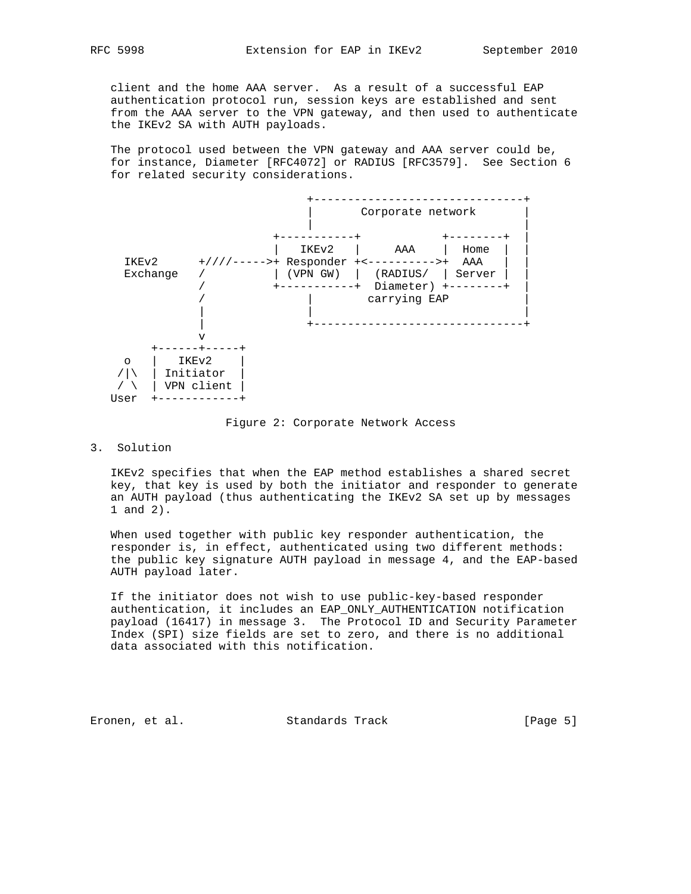client and the home AAA server. As a result of a successful EAP authentication protocol run, session keys are established and sent from the AAA server to the VPN gateway, and then used to authenticate the IKEv2 SA with AUTH payloads.

The protocol used between the VPN gateway and AAA server could be, for instance, Diameter [RFC4072] or RADIUS [RFC3579]. See Section 6 for related security considerations.

```
                             +-------------------------------+
                             |       Corporate network       |
                             |                               |
                        +-----------+            +--------+  |
                        |   IKEv2   |     AAA    |  Home  |  |
   IKEv2      +////----->+ Responder +<---------->+  AAA   |  |
   Exchange   /         | (VPN GW)  |  (RADIUS/  | Server |  |
             /          +-----------+  Diameter) +--------+  |
            /                |        carrying EAP           |
           |                 |                               |
           |                 +-------------------------------+
           v
      +------+-----+
   o  |   IKEv2    |
  /|\ | Initiator  |
  / \ | VPN client |
 User +------------+
```

Figure 2: Corporate Network Access

## 3. Solution

IKEv2 specifies that when the EAP method establishes a shared secret key, that key is used by both the initiator and responder to generate an AUTH payload (thus authenticating the IKEv2 SA set up by messages 1 and 2).

When used together with public key responder authentication, the responder is, in effect, authenticated using two different methods: the public key signature AUTH payload in message 4, and the EAP-based AUTH payload later.

If the initiator does not wish to use public-key-based responder authentication, it includes an EAP_ONLY_AUTHENTICATION notification payload (16417) in message 3. The Protocol ID and Security Parameter Index (SPI) size fields are set to zero, and there is no additional data associated with this notification.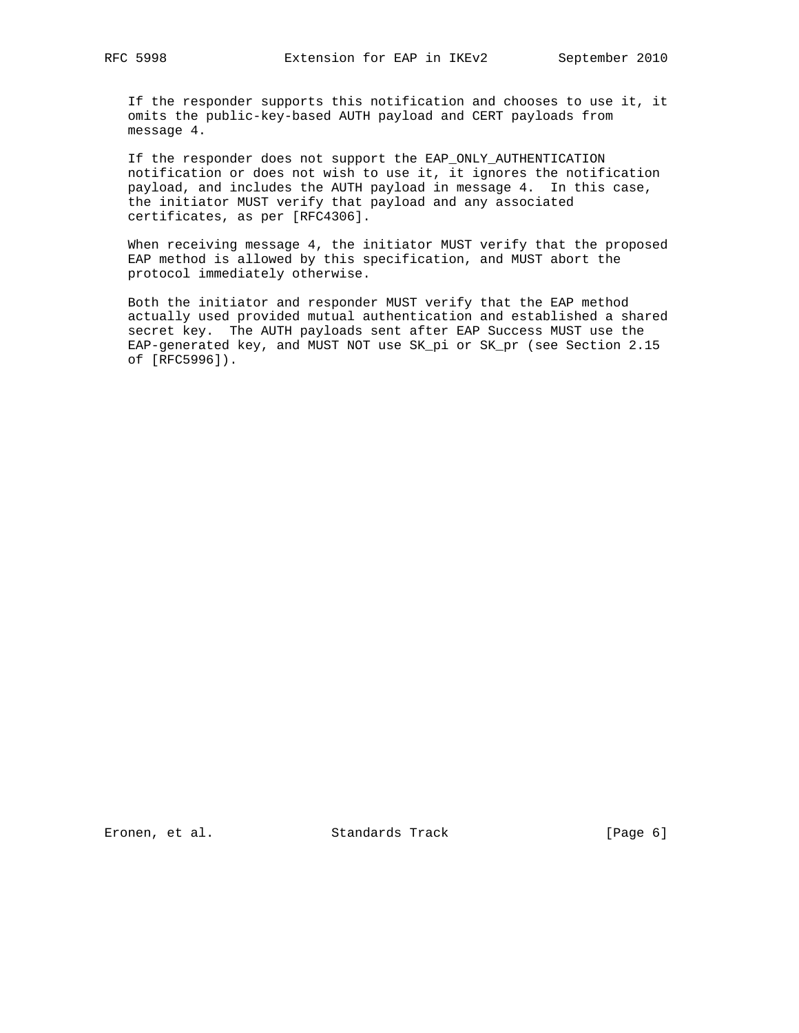If the responder supports this notification and chooses to use it, it omits the public-key-based AUTH payload and CERT payloads from message 4.

If the responder does not support the EAP_ONLY_AUTHENTICATION notification or does not wish to use it, it ignores the notification payload, and includes the AUTH payload in message 4. In this case, the initiator MUST verify that payload and any associated certificates, as per [RFC4306].

When receiving message 4, the initiator MUST verify that the proposed EAP method is allowed by this specification, and MUST abort the protocol immediately otherwise.

Both the initiator and responder MUST verify that the EAP method actually used provided mutual authentication and established a shared secret key. The AUTH payloads sent after EAP Success MUST use the EAP-generated key, and MUST NOT use SK_pi or SK_pr (see Section 2.15 of [RFC5996]).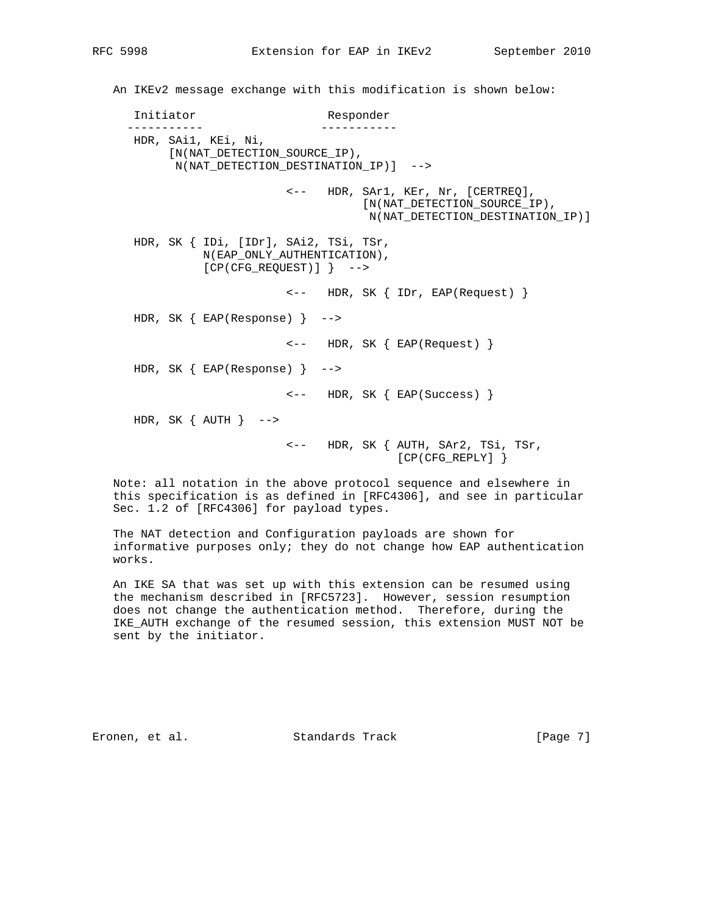An IKEv2 message exchange with this modification is shown below:

```
   Initiator                   Responder
  -----------                 -----------
   HDR, SAi1, KEi, Ni,
        [N(NAT_DETECTION_SOURCE_IP),
         N(NAT_DETECTION_DESTINATION_IP)]  -->

                          <--   HDR, SAr1, KEr, Nr, [CERTREQ],
                                     [N(NAT_DETECTION_SOURCE_IP),
                                      N(NAT_DETECTION_DESTINATION_IP)]

   HDR, SK { IDi, [IDr], SAi2, TSi, TSr,
             N(EAP_ONLY_AUTHENTICATION),
             [CP(CFG_REQUEST)] }  -->

                          <--   HDR, SK { IDr, EAP(Request) }

   HDR, SK { EAP(Response) }  -->

                          <--   HDR, SK { EAP(Request) }

   HDR, SK { EAP(Response) }  -->

                          <--   HDR, SK { EAP(Success) }

   HDR, SK { AUTH }  -->

                          <--   HDR, SK { AUTH, SAr2, TSi, TSr,
                                          [CP(CFG_REPLY] }
```

Note: all notation in the above protocol sequence and elsewhere in this specification is as defined in [RFC4306], and see in particular Sec. 1.2 of [RFC4306] for payload types.

The NAT detection and Configuration payloads are shown for informative purposes only; they do not change how EAP authentication works.

An IKE SA that was set up with this extension can be resumed using the mechanism described in [RFC5723]. However, session resumption does not change the authentication method. Therefore, during the IKE_AUTH exchange of the resumed session, this extension MUST NOT be sent by the initiator.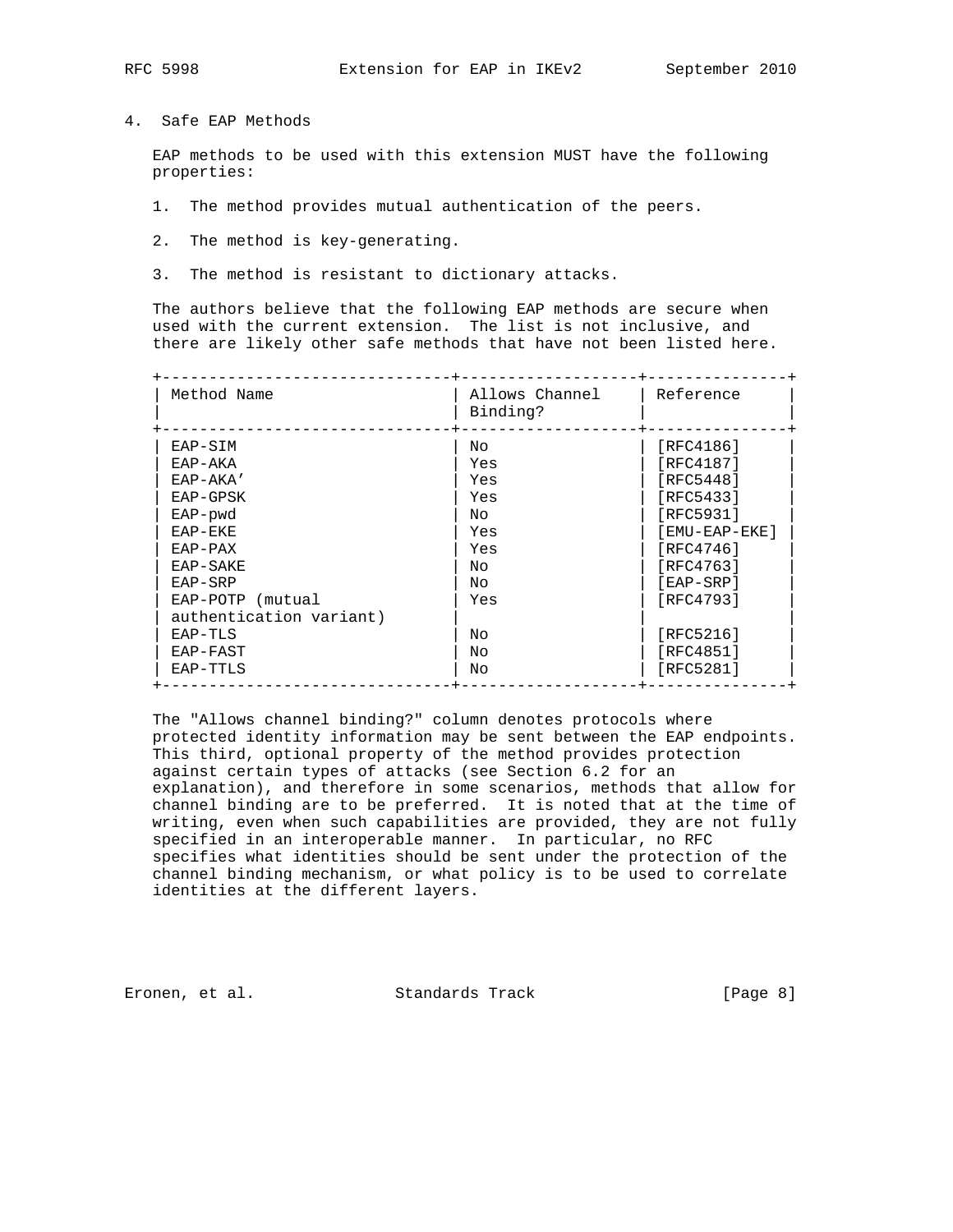## 4. Safe EAP Methods

EAP methods to be used with this extension MUST have the following properties:

1. The method provides mutual authentication of the peers.

2. The method is key-generating.

3. The method is resistant to dictionary attacks.

The authors believe that the following EAP methods are secure when used with the current extension. The list is not inclusive, and there are likely other safe methods that have not been listed here.

| Method Name | Allows Channel Binding? | Reference |
|---|---|---|
| EAP-SIM | No | [RFC4186] |
| EAP-AKA | Yes | [RFC4187] |
| EAP-AKA' | Yes | [RFC5448] |
| EAP-GPSK | Yes | [RFC5433] |
| EAP-pwd | No | [RFC5931] |
| EAP-EKE | Yes | [EMU-EAP-EKE] |
| EAP-PAX | Yes | [RFC4746] |
| EAP-SAKE | No | [RFC4763] |
| EAP-SRP | No | [EAP-SRP] |
| EAP-POTP (mutual authentication variant) | Yes | [RFC4793] |
| EAP-TLS | No | [RFC5216] |
| EAP-FAST | No | [RFC4851] |
| EAP-TTLS | No | [RFC5281] |

The "Allows channel binding?" column denotes protocols where protected identity information may be sent between the EAP endpoints. This third, optional property of the method provides protection against certain types of attacks (see Section 6.2 for an explanation), and therefore in some scenarios, methods that allow for channel binding are to be preferred. It is noted that at the time of writing, even when such capabilities are provided, they are not fully specified in an interoperable manner. In particular, no RFC specifies what identities should be sent under the protection of the channel binding mechanism, or what policy is to be used to correlate identities at the different layers.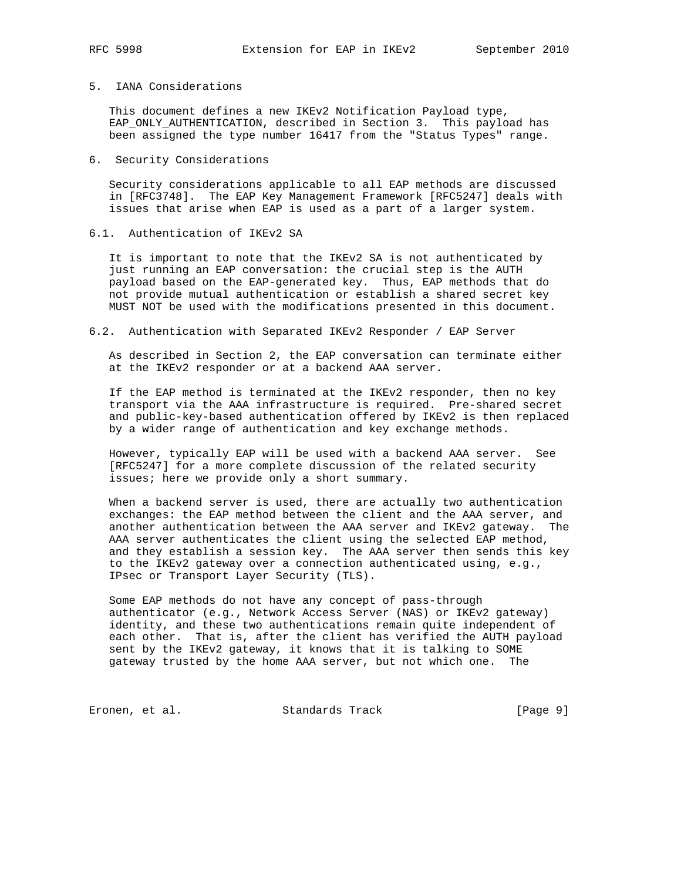## 5. IANA Considerations

This document defines a new IKEv2 Notification Payload type, EAP_ONLY_AUTHENTICATION, described in Section 3. This payload has been assigned the type number 16417 from the "Status Types" range.

## 6. Security Considerations

Security considerations applicable to all EAP methods are discussed in [RFC3748]. The EAP Key Management Framework [RFC5247] deals with issues that arise when EAP is used as a part of a larger system.

### 6.1. Authentication of IKEv2 SA

It is important to note that the IKEv2 SA is not authenticated by just running an EAP conversation: the crucial step is the AUTH payload based on the EAP-generated key. Thus, EAP methods that do not provide mutual authentication or establish a shared secret key MUST NOT be used with the modifications presented in this document.

### 6.2. Authentication with Separated IKEv2 Responder / EAP Server

As described in Section 2, the EAP conversation can terminate either at the IKEv2 responder or at a backend AAA server.

If the EAP method is terminated at the IKEv2 responder, then no key transport via the AAA infrastructure is required. Pre-shared secret and public-key-based authentication offered by IKEv2 is then replaced by a wider range of authentication and key exchange methods.

However, typically EAP will be used with a backend AAA server. See [RFC5247] for a more complete discussion of the related security issues; here we provide only a short summary.

When a backend server is used, there are actually two authentication exchanges: the EAP method between the client and the AAA server, and another authentication between the AAA server and IKEv2 gateway. The AAA server authenticates the client using the selected EAP method, and they establish a session key. The AAA server then sends this key to the IKEv2 gateway over a connection authenticated using, e.g., IPsec or Transport Layer Security (TLS).

Some EAP methods do not have any concept of pass-through authenticator (e.g., Network Access Server (NAS) or IKEv2 gateway) identity, and these two authentications remain quite independent of each other. That is, after the client has verified the AUTH payload sent by the IKEv2 gateway, it knows that it is talking to SOME gateway trusted by the home AAA server, but not which one. The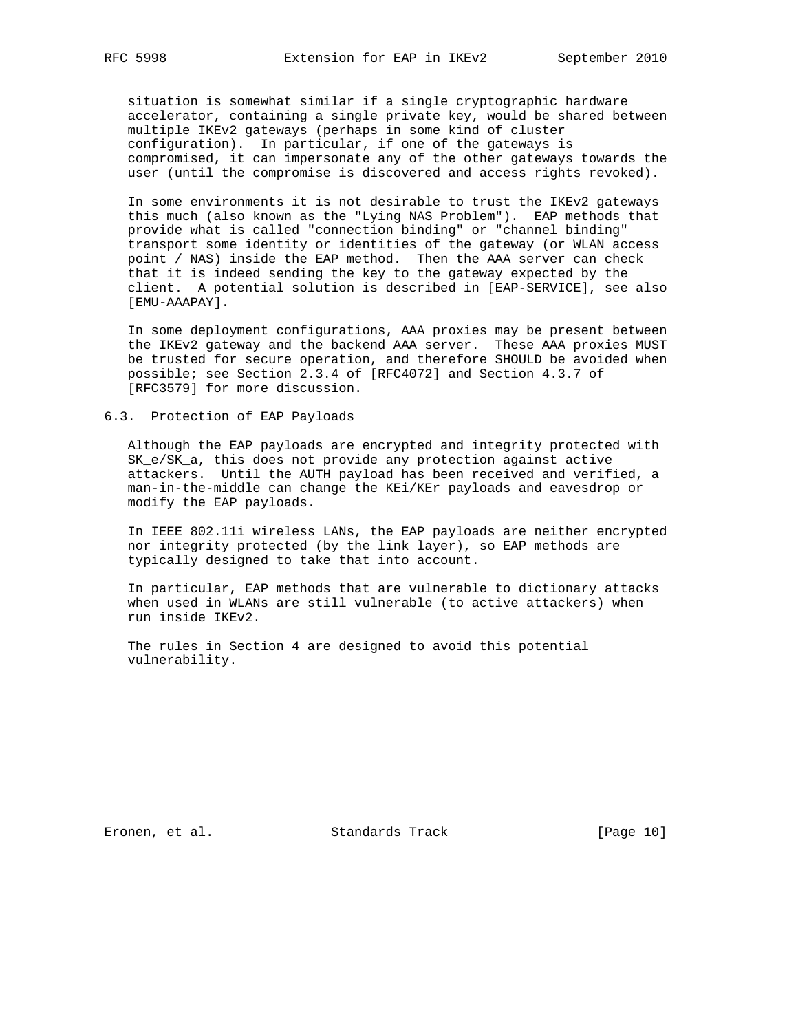situation is somewhat similar if a single cryptographic hardware accelerator, containing a single private key, would be shared between multiple IKEv2 gateways (perhaps in some kind of cluster configuration). In particular, if one of the gateways is compromised, it can impersonate any of the other gateways towards the user (until the compromise is discovered and access rights revoked).

In some environments it is not desirable to trust the IKEv2 gateways this much (also known as the "Lying NAS Problem"). EAP methods that provide what is called "connection binding" or "channel binding" transport some identity or identities of the gateway (or WLAN access point / NAS) inside the EAP method. Then the AAA server can check that it is indeed sending the key to the gateway expected by the client. A potential solution is described in [EAP-SERVICE], see also [EMU-AAAPAY].

In some deployment configurations, AAA proxies may be present between the IKEv2 gateway and the backend AAA server. These AAA proxies MUST be trusted for secure operation, and therefore SHOULD be avoided when possible; see Section 2.3.4 of [RFC4072] and Section 4.3.7 of [RFC3579] for more discussion.

### 6.3. Protection of EAP Payloads

Although the EAP payloads are encrypted and integrity protected with SK_e/SK_a, this does not provide any protection against active attackers. Until the AUTH payload has been received and verified, a man-in-the-middle can change the KEi/KEr payloads and eavesdrop or modify the EAP payloads.

In IEEE 802.11i wireless LANs, the EAP payloads are neither encrypted nor integrity protected (by the link layer), so EAP methods are typically designed to take that into account.

In particular, EAP methods that are vulnerable to dictionary attacks when used in WLANs are still vulnerable (to active attackers) when run inside IKEv2.

The rules in Section 4 are designed to avoid this potential vulnerability.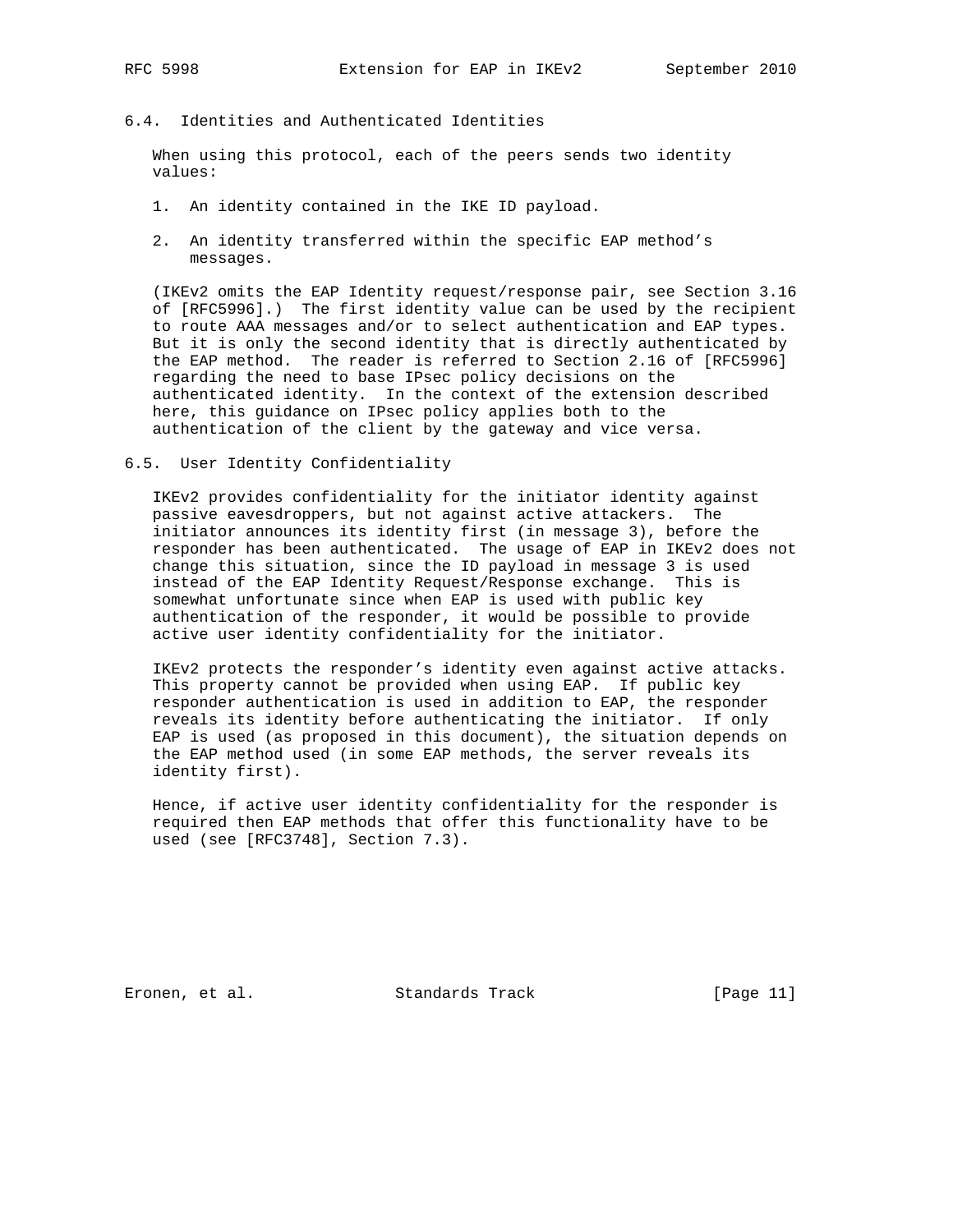## 6.4. Identities and Authenticated Identities

When using this protocol, each of the peers sends two identity values:

1. An identity contained in the IKE ID payload.

2. An identity transferred within the specific EAP method's messages.

(IKEv2 omits the EAP Identity request/response pair, see Section 3.16 of [RFC5996].) The first identity value can be used by the recipient to route AAA messages and/or to select authentication and EAP types. But it is only the second identity that is directly authenticated by the EAP method. The reader is referred to Section 2.16 of [RFC5996] regarding the need to base IPsec policy decisions on the authenticated identity. In the context of the extension described here, this guidance on IPsec policy applies both to the authentication of the client by the gateway and vice versa.

## 6.5. User Identity Confidentiality

IKEv2 provides confidentiality for the initiator identity against passive eavesdroppers, but not against active attackers. The initiator announces its identity first (in message 3), before the responder has been authenticated. The usage of EAP in IKEv2 does not change this situation, since the ID payload in message 3 is used instead of the EAP Identity Request/Response exchange. This is somewhat unfortunate since when EAP is used with public key authentication of the responder, it would be possible to provide active user identity confidentiality for the initiator.

IKEv2 protects the responder's identity even against active attacks. This property cannot be provided when using EAP. If public key responder authentication is used in addition to EAP, the responder reveals its identity before authenticating the initiator. If only EAP is used (as proposed in this document), the situation depends on the EAP method used (in some EAP methods, the server reveals its identity first).

Hence, if active user identity confidentiality for the responder is required then EAP methods that offer this functionality have to be used (see [RFC3748], Section 7.3).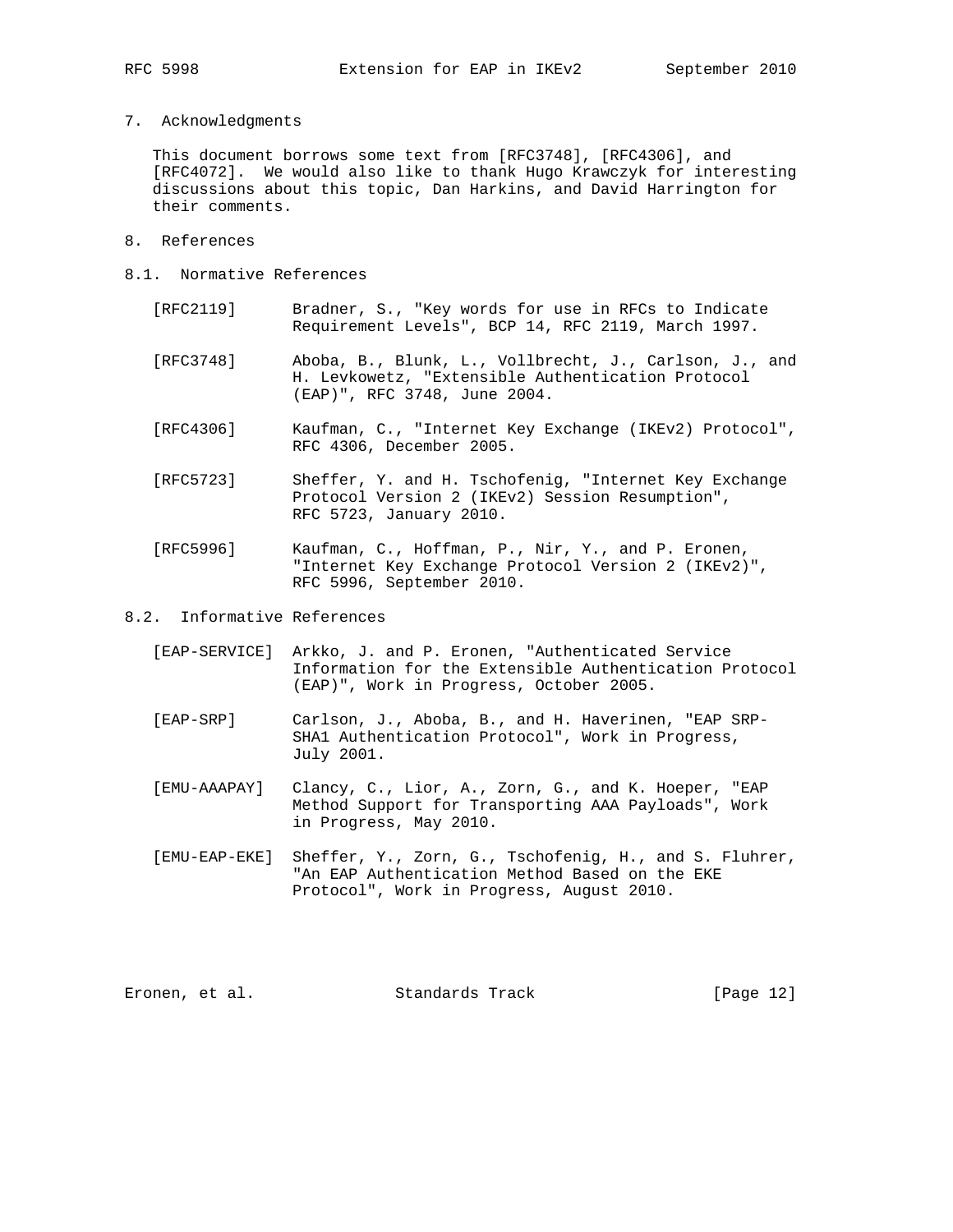## 7. Acknowledgments

This document borrows some text from [RFC3748], [RFC4306], and [RFC4072]. We would also like to thank Hugo Krawczyk for interesting discussions about this topic, Dan Harkins, and David Harrington for their comments.

## 8. References

### 8.1. Normative References

[RFC2119] Bradner, S., "Key words for use in RFCs to Indicate Requirement Levels", BCP 14, RFC 2119, March 1997.

[RFC3748] Aboba, B., Blunk, L., Vollbrecht, J., Carlson, J., and H. Levkowetz, "Extensible Authentication Protocol (EAP)", RFC 3748, June 2004.

[RFC4306] Kaufman, C., "Internet Key Exchange (IKEv2) Protocol", RFC 4306, December 2005.

[RFC5723] Sheffer, Y. and H. Tschofenig, "Internet Key Exchange Protocol Version 2 (IKEv2) Session Resumption", RFC 5723, January 2010.

[RFC5996] Kaufman, C., Hoffman, P., Nir, Y., and P. Eronen, "Internet Key Exchange Protocol Version 2 (IKEv2)", RFC 5996, September 2010.

### 8.2. Informative References

[EAP-SERVICE] Arkko, J. and P. Eronen, "Authenticated Service Information for the Extensible Authentication Protocol (EAP)", Work in Progress, October 2005.

[EAP-SRP] Carlson, J., Aboba, B., and H. Haverinen, "EAP SRP-SHA1 Authentication Protocol", Work in Progress, July 2001.

[EMU-AAAPAY] Clancy, C., Lior, A., Zorn, G., and K. Hoeper, "EAP Method Support for Transporting AAA Payloads", Work in Progress, May 2010.

[EMU-EAP-EKE] Sheffer, Y., Zorn, G., Tschofenig, H., and S. Fluhrer, "An EAP Authentication Method Based on the EKE Protocol", Work in Progress, August 2010.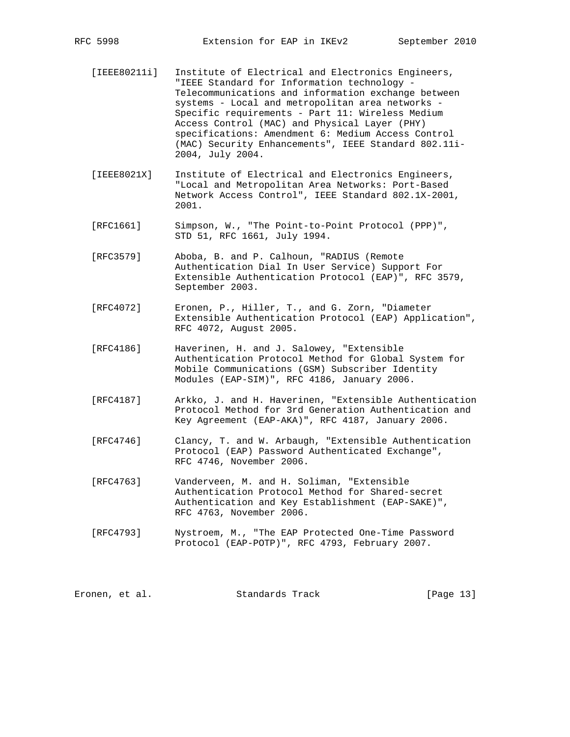[IEEE80211i] Institute of Electrical and Electronics Engineers, "IEEE Standard for Information technology - Telecommunications and information exchange between systems - Local and metropolitan area networks - Specific requirements - Part 11: Wireless Medium Access Control (MAC) and Physical Layer (PHY) specifications: Amendment 6: Medium Access Control (MAC) Security Enhancements", IEEE Standard 802.11i-2004, July 2004.

[IEEE8021X] Institute of Electrical and Electronics Engineers, "Local and Metropolitan Area Networks: Port-Based Network Access Control", IEEE Standard 802.1X-2001, 2001.

[RFC1661] Simpson, W., "The Point-to-Point Protocol (PPP)", STD 51, RFC 1661, July 1994.

[RFC3579] Aboba, B. and P. Calhoun, "RADIUS (Remote Authentication Dial In User Service) Support For Extensible Authentication Protocol (EAP)", RFC 3579, September 2003.

[RFC4072] Eronen, P., Hiller, T., and G. Zorn, "Diameter Extensible Authentication Protocol (EAP) Application", RFC 4072, August 2005.

[RFC4186] Haverinen, H. and J. Salowey, "Extensible Authentication Protocol Method for Global System for Mobile Communications (GSM) Subscriber Identity Modules (EAP-SIM)", RFC 4186, January 2006.

[RFC4187] Arkko, J. and H. Haverinen, "Extensible Authentication Protocol Method for 3rd Generation Authentication and Key Agreement (EAP-AKA)", RFC 4187, January 2006.

[RFC4746] Clancy, T. and W. Arbaugh, "Extensible Authentication Protocol (EAP) Password Authenticated Exchange", RFC 4746, November 2006.

[RFC4763] Vanderveen, M. and H. Soliman, "Extensible Authentication Protocol Method for Shared-secret Authentication and Key Establishment (EAP-SAKE)", RFC 4763, November 2006.

[RFC4793] Nystroem, M., "The EAP Protected One-Time Password Protocol (EAP-POTP)", RFC 4793, February 2007.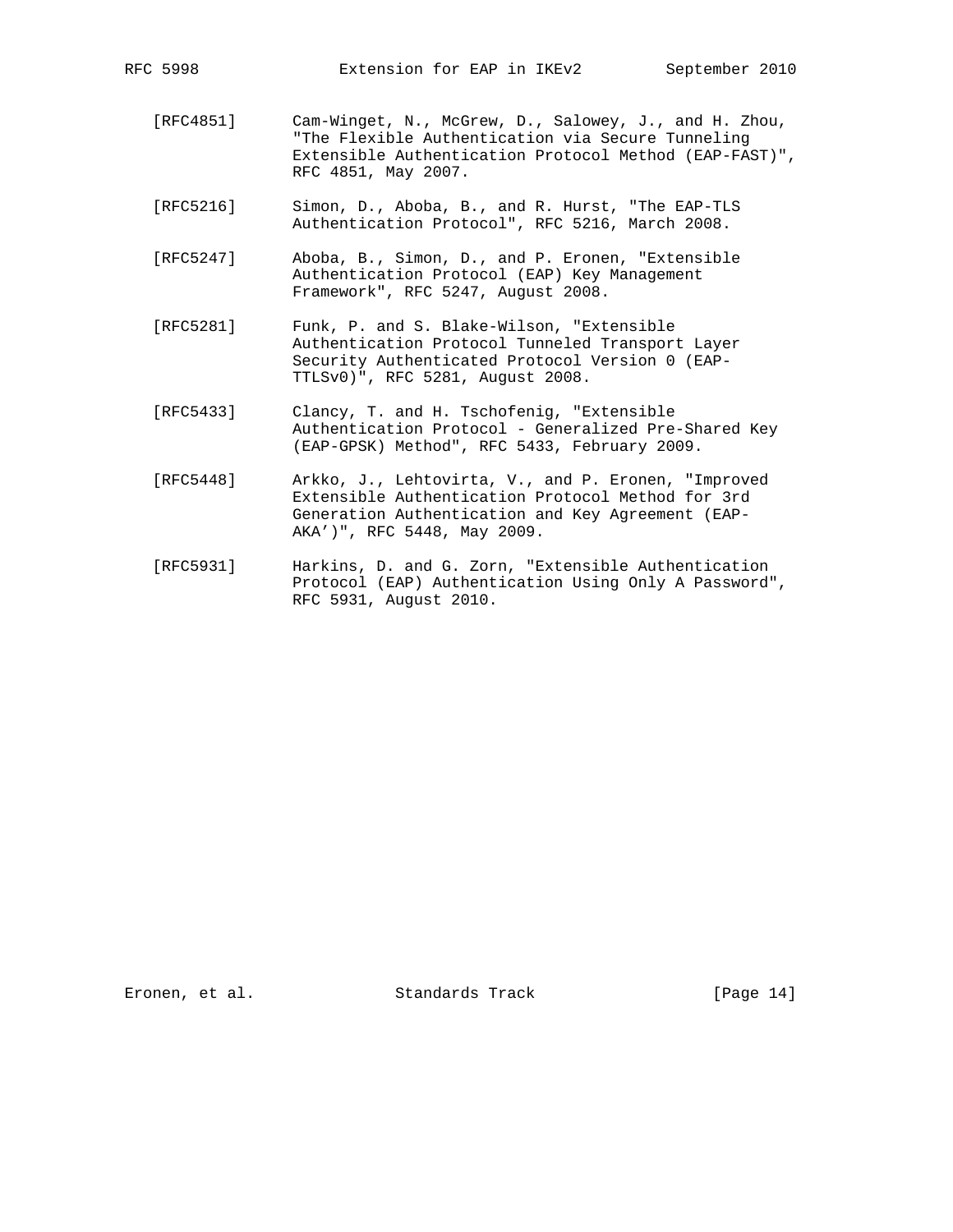[RFC4851] Cam-Winget, N., McGrew, D., Salowey, J., and H. Zhou, "The Flexible Authentication via Secure Tunneling Extensible Authentication Protocol Method (EAP-FAST)", RFC 4851, May 2007.

[RFC5216] Simon, D., Aboba, B., and R. Hurst, "The EAP-TLS Authentication Protocol", RFC 5216, March 2008.

[RFC5247] Aboba, B., Simon, D., and P. Eronen, "Extensible Authentication Protocol (EAP) Key Management Framework", RFC 5247, August 2008.

[RFC5281] Funk, P. and S. Blake-Wilson, "Extensible Authentication Protocol Tunneled Transport Layer Security Authenticated Protocol Version 0 (EAP-TTLSv0)", RFC 5281, August 2008.

[RFC5433] Clancy, T. and H. Tschofenig, "Extensible Authentication Protocol - Generalized Pre-Shared Key (EAP-GPSK) Method", RFC 5433, February 2009.

[RFC5448] Arkko, J., Lehtovirta, V., and P. Eronen, "Improved Extensible Authentication Protocol Method for 3rd Generation Authentication and Key Agreement (EAP-AKA')", RFC 5448, May 2009.

[RFC5931] Harkins, D. and G. Zorn, "Extensible Authentication Protocol (EAP) Authentication Using Only A Password", RFC 5931, August 2010.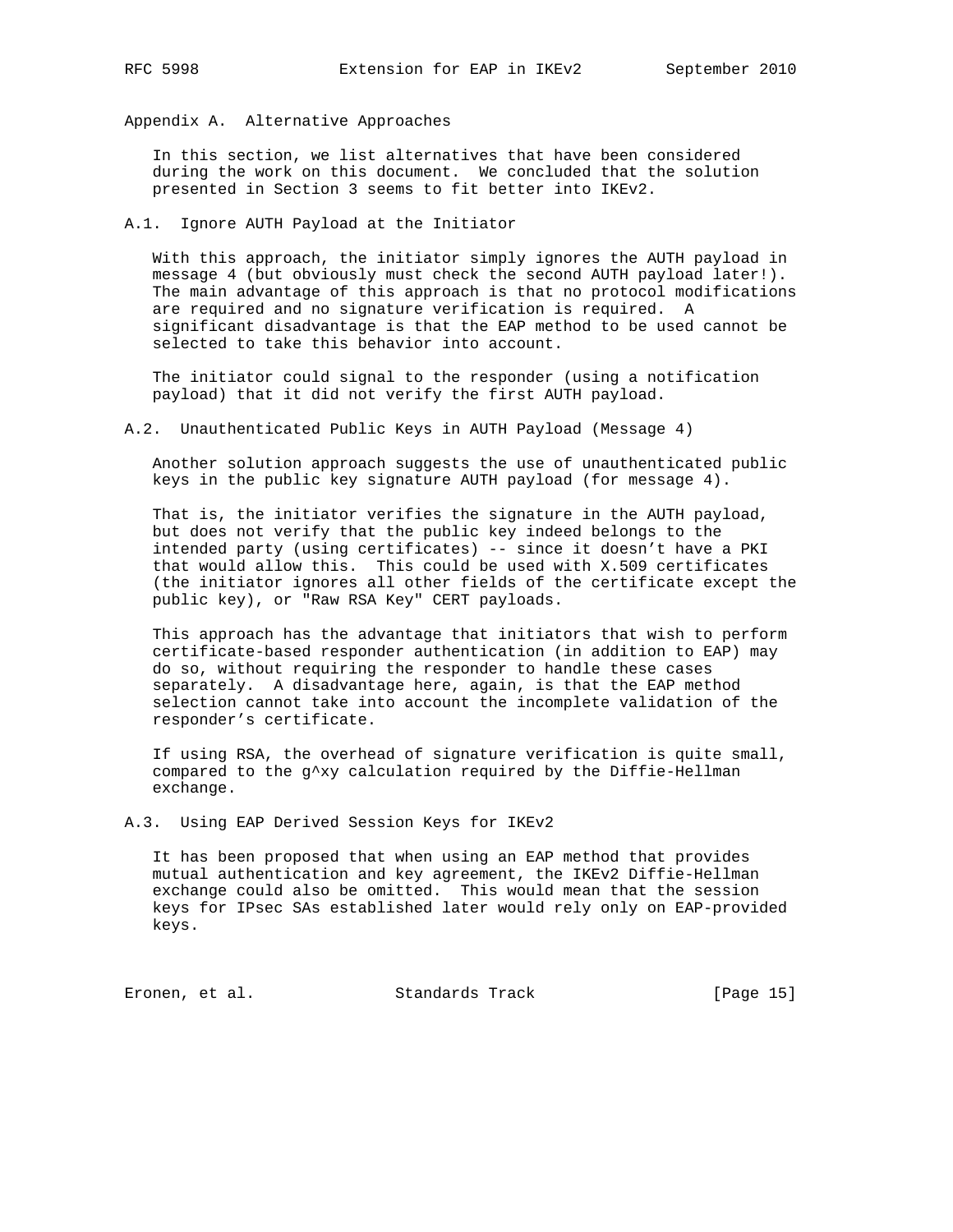## Appendix A. Alternative Approaches

In this section, we list alternatives that have been considered during the work on this document. We concluded that the solution presented in Section 3 seems to fit better into IKEv2.

### A.1. Ignore AUTH Payload at the Initiator

With this approach, the initiator simply ignores the AUTH payload in message 4 (but obviously must check the second AUTH payload later!). The main advantage of this approach is that no protocol modifications are required and no signature verification is required. A significant disadvantage is that the EAP method to be used cannot be selected to take this behavior into account.

The initiator could signal to the responder (using a notification payload) that it did not verify the first AUTH payload.

### A.2. Unauthenticated Public Keys in AUTH Payload (Message 4)

Another solution approach suggests the use of unauthenticated public keys in the public key signature AUTH payload (for message 4).

That is, the initiator verifies the signature in the AUTH payload, but does not verify that the public key indeed belongs to the intended party (using certificates) -- since it doesn't have a PKI that would allow this. This could be used with X.509 certificates (the initiator ignores all other fields of the certificate except the public key), or "Raw RSA Key" CERT payloads.

This approach has the advantage that initiators that wish to perform certificate-based responder authentication (in addition to EAP) may do so, without requiring the responder to handle these cases separately. A disadvantage here, again, is that the EAP method selection cannot take into account the incomplete validation of the responder's certificate.

If using RSA, the overhead of signature verification is quite small, compared to the $g^{xy}$ calculation required by the Diffie-Hellman exchange.

### A.3. Using EAP Derived Session Keys for IKEv2

It has been proposed that when using an EAP method that provides mutual authentication and key agreement, the IKEv2 Diffie-Hellman exchange could also be omitted. This would mean that the session keys for IPsec SAs established later would rely only on EAP-provided keys.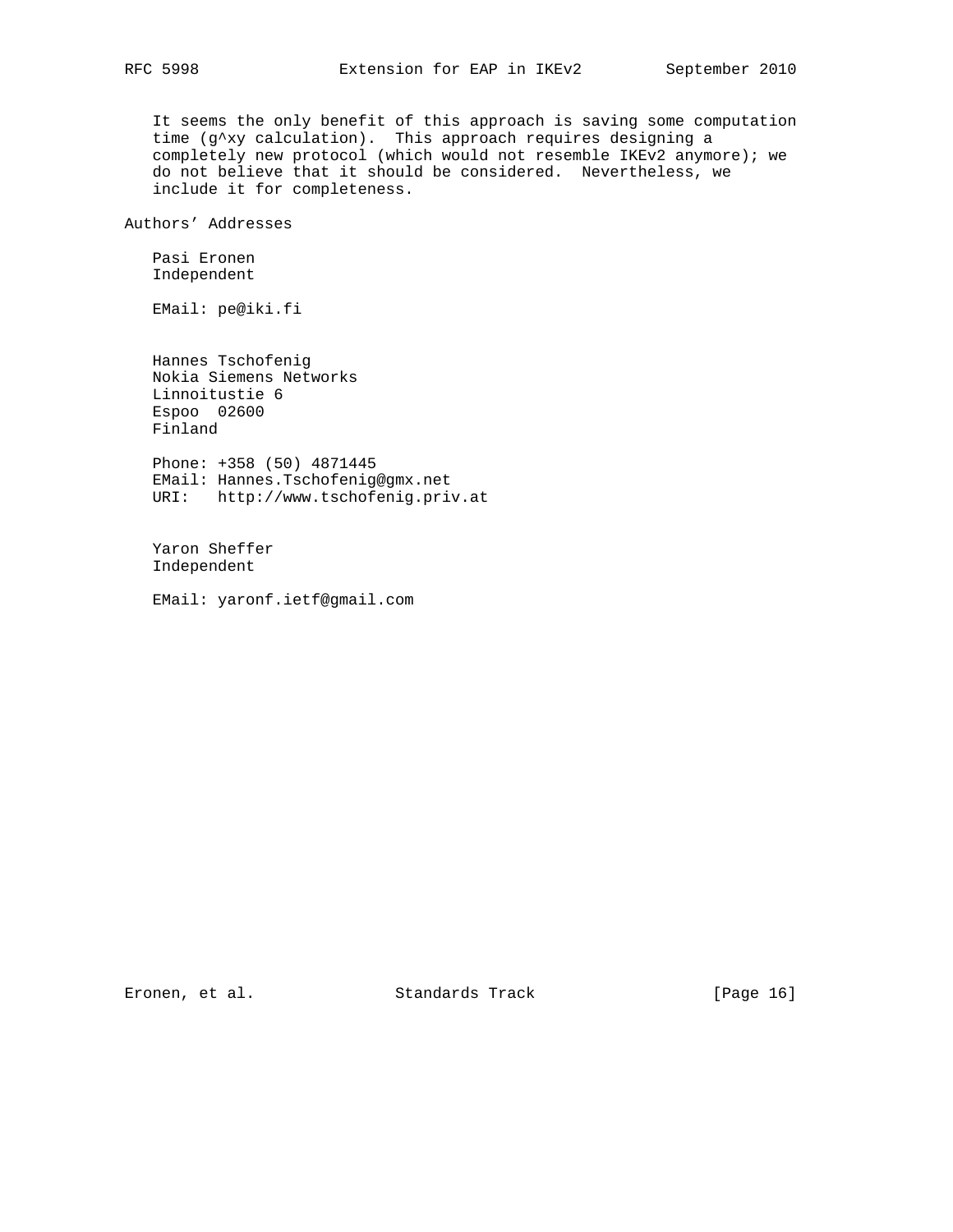It seems the only benefit of this approach is saving some computation time ($g^{xy}$ calculation). This approach requires designing a completely new protocol (which would not resemble IKEv2 anymore); we do not believe that it should be considered. Nevertheless, we include it for completeness.

## Authors' Addresses

Pasi Eronen
Independent

EMail: pe@iki.fi

Hannes Tschofenig
Nokia Siemens Networks
Linnoitustie 6
Espoo 02600
Finland

Phone: +358 (50) 4871445
EMail: Hannes.Tschofenig@gmx.net
URI: http://www.tschofenig.priv.at

Yaron Sheffer
Independent

EMail: yaronf.ietf@gmail.com